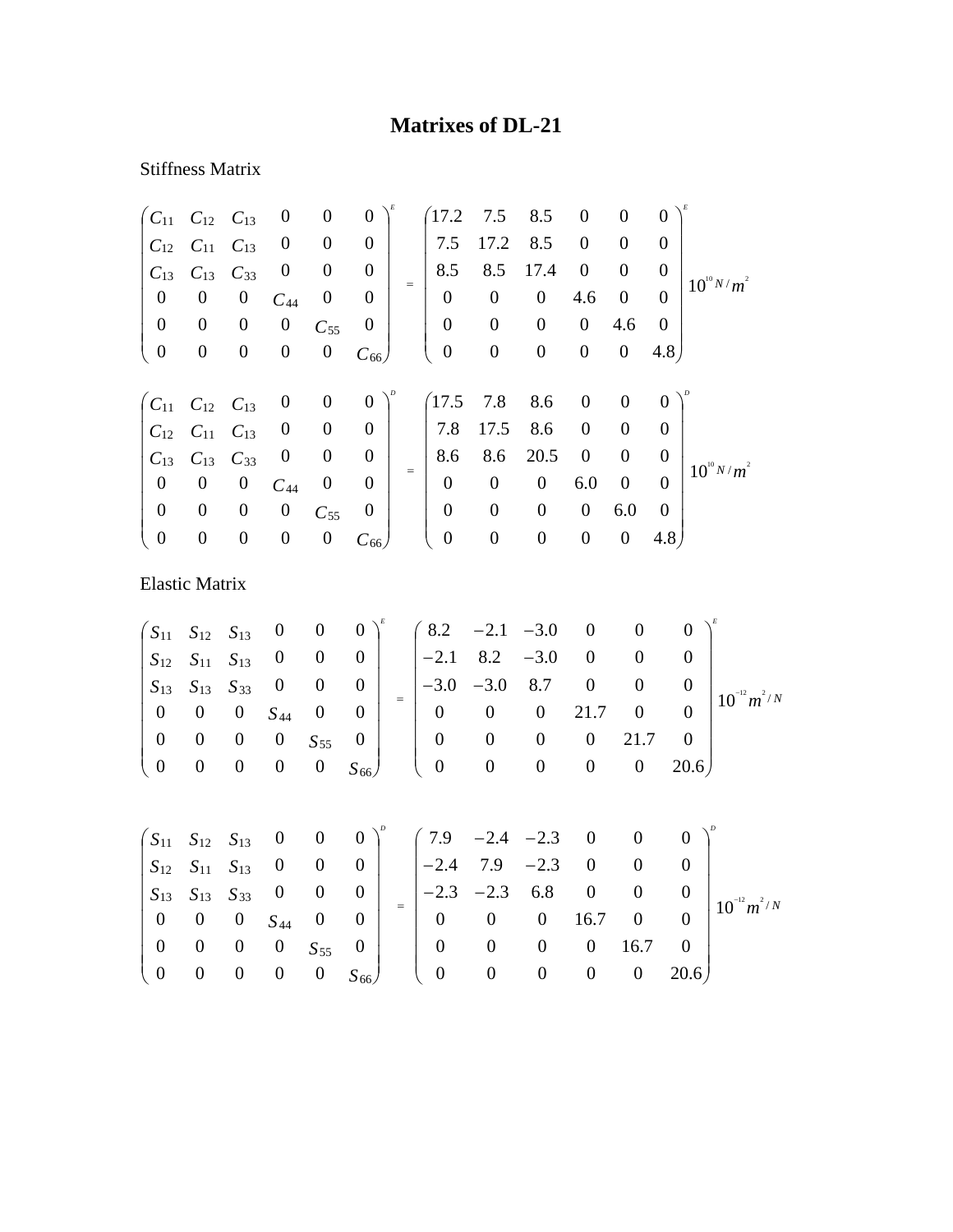# Matrixes of DL-21

Stiffness Matrix

$$
\begin{pmatrix}
C_{11} & C_{12} & C_{13} & 0 & 0 & 0 \\
C_{12} & C_{11} & C_{13} & 0 & 0 & 0 \\
C_{13} & C_{13} & C_{33} & 0 & 0 & 0 \\
0 & 0 & 0 & C_{44} & 0 & 0 \\
0 & 0 & 0 & 0 & C_{55} & 0 \\
0 & 0 & 0 & 0 & 0 & C_{66}
\end{pmatrix}^{E}
=
\begin{pmatrix}
17.2 & 7.5 & 8.5 & 0 & 0 & 0 \\
7.5 & 17.2 & 8.5 & 0 & 0 & 0 \\
8.5 & 8.5 & 17.4 & 0 & 0 & 0 \\
0 & 0 & 0 & 4.6 & 0 & 0 \\
0 & 0 & 0 & 0 & 4.6 & 0 \\
0 & 0 & 0 & 0 & 0 & 4.8
\end{pmatrix}^{E}
10^{10} N/m^{2}
$$

$$
\begin{pmatrix}
C_{11} & C_{12} & C_{13} & 0 & 0 & 0 \\
C_{12} & C_{11} & C_{13} & 0 & 0 & 0 \\
C_{13} & C_{13} & C_{33} & 0 & 0 & 0 \\
0 & 0 & 0 & C_{44} & 0 & 0 \\
0 & 0 & 0 & 0 & C_{55} & 0 \\
0 & 0 & 0 & 0 & 0 & C_{66}
\end{pmatrix}^{D}
=
\begin{pmatrix}
17.5 & 7.8 & 8.6 & 0 & 0 & 0 \\
7.8 & 17.5 & 8.6 & 0 & 0 & 0 \\
8.6 & 8.6 & 20.5 & 0 & 0 & 0 \\
0 & 0 & 0 & 6.0 & 0 & 0 \\
0 & 0 & 0 & 0 & 6.0 & 0 \\
0 & 0 & 0 & 0 & 0 & 4.8
\end{pmatrix}^{D}
10^{10} N/m^{2}
$$

Elastic Matrix

$$
\begin{pmatrix}
S_{11} & S_{12} & S_{13} & 0 & 0 & 0 \\
S_{12} & S_{11} & S_{13} & 0 & 0 & 0 \\
S_{13} & S_{13} & S_{33} & 0 & 0 & 0 \\
0 & 0 & 0 & S_{44} & 0 & 0 \\
0 & 0 & 0 & 0 & S_{55} & 0 \\
0 & 0 & 0 & 0 & 0 & S_{66}
\end{pmatrix}^{E}
=
\begin{pmatrix}
8.2 & -2.1 & -3.0 & 0 & 0 & 0 \\
-2.1 & 8.2 & -3.0 & 0 & 0 & 0 \\
-3.0 & -3.0 & 8.7 & 0 & 0 & 0 \\
0 & 0 & 0 & 21.7 & 0 & 0 \\
0 & 0 & 0 & 0 & 21.7 & 0 \\
0 & 0 & 0 & 0 & 0 & 20.6
\end{pmatrix}^{E}
10^{-12} m^{2}/N
$$

$$
\begin{pmatrix}
S_{11} & S_{12} & S_{13} & 0 & 0 & 0 \\
S_{12} & S_{11} & S_{13} & 0 & 0 & 0 \\
S_{13} & S_{13} & S_{33} & 0 & 0 & 0 \\
0 & 0 & 0 & S_{44} & 0 & 0 \\
0 & 0 & 0 & 0 & S_{55} & 0 \\
0 & 0 & 0 & 0 & 0 & S_{66}
\end{pmatrix}^{D}
=
\begin{pmatrix}
7.9 & -2.4 & -2.3 & 0 & 0 & 0 \\
-2.4 & 7.9 & -2.3 & 0 & 0 & 0 \\
-2.3 & -2.3 & 6.8 & 0 & 0 & 0 \\
0 & 0 & 0 & 16.7 & 0 & 0 \\
0 & 0 & 0 & 0 & 16.7 & 0 \\
0 & 0 & 0 & 0 & 0 & 20.6
\end{pmatrix}^{D}
10^{-12} m^{2}/N
$$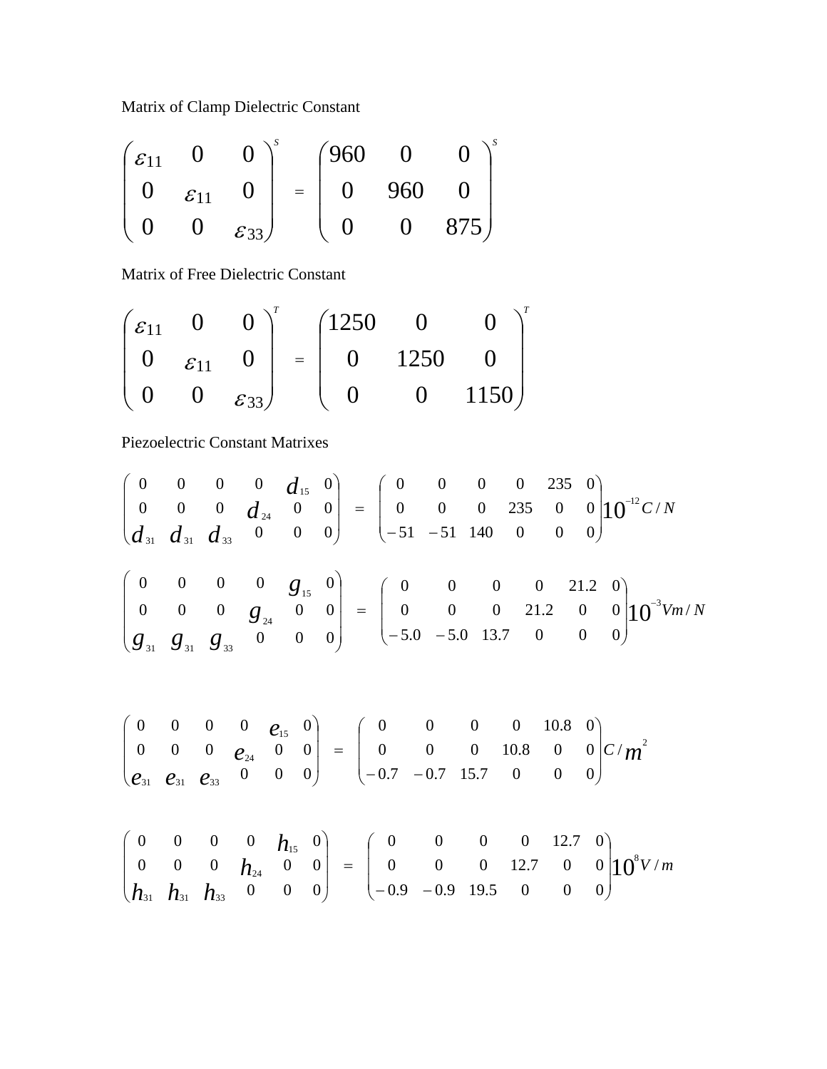Matrix of Clamp Dielectric Constant

$$\begin{pmatrix} \varepsilon_{11} & 0 & 0 \\ 0 & \varepsilon_{11} & 0 \\ 0 & 0 & \varepsilon_{33} \end{pmatrix}^S = \begin{pmatrix} 960 & 0 & 0 \\ 0 & 960 & 0 \\ 0 & 0 & 875 \end{pmatrix}^S$$

Matrix of Free Dielectric Constant

$$\begin{pmatrix} \varepsilon_{11} & 0 & 0 \\ 0 & \varepsilon_{11} & 0 \\ 0 & 0 & \varepsilon_{33} \end{pmatrix}^T = \begin{pmatrix} 1250 & 0 & 0 \\ 0 & 1250 & 0 \\ 0 & 0 & 1150 \end{pmatrix}^T$$

Piezoelectric Constant Matrixes

$$\begin{pmatrix} 0 & 0 & 0 & 0 & d_{15} & 0 \\ 0 & 0 & 0 & d_{24} & 0 & 0 \\ d_{31} & d_{31} & d_{33} & 0 & 0 & 0 \end{pmatrix} = \begin{pmatrix} 0 & 0 & 0 & 0 & 235 & 0 \\ 0 & 0 & 0 & 235 & 0 & 0 \\ -51 & -51 & 140 & 0 & 0 & 0 \end{pmatrix} 10^{-12}\, C/N$$

$$\begin{pmatrix} 0 & 0 & 0 & 0 & g_{15} & 0 \\ 0 & 0 & 0 & g_{24} & 0 & 0 \\ g_{31} & g_{31} & g_{33} & 0 & 0 & 0 \end{pmatrix} = \begin{pmatrix} 0 & 0 & 0 & 0 & 21.2 & 0 \\ 0 & 0 & 0 & 21.2 & 0 & 0 \\ -5.0 & -5.0 & 13.7 & 0 & 0 & 0 \end{pmatrix} 10^{-3}\, Vm/N$$

$$\begin{pmatrix} 0 & 0 & 0 & 0 & e_{15} & 0 \\ 0 & 0 & 0 & e_{24} & 0 & 0 \\ e_{31} & e_{31} & e_{33} & 0 & 0 & 0 \end{pmatrix} = \begin{pmatrix} 0 & 0 & 0 & 0 & 10.8 & 0 \\ 0 & 0 & 0 & 10.8 & 0 & 0 \\ -0.7 & -0.7 & 15.7 & 0 & 0 & 0 \end{pmatrix} C/m^2$$

$$\begin{pmatrix} 0 & 0 & 0 & 0 & h_{15} & 0 \\ 0 & 0 & 0 & h_{24} & 0 & 0 \\ h_{31} & h_{31} & h_{33} & 0 & 0 & 0 \end{pmatrix} = \begin{pmatrix} 0 & 0 & 0 & 0 & 12.7 & 0 \\ 0 & 0 & 0 & 12.7 & 0 & 0 \\ -0.9 & -0.9 & 19.5 & 0 & 0 & 0 \end{pmatrix} 10^{8}\, V/m$$